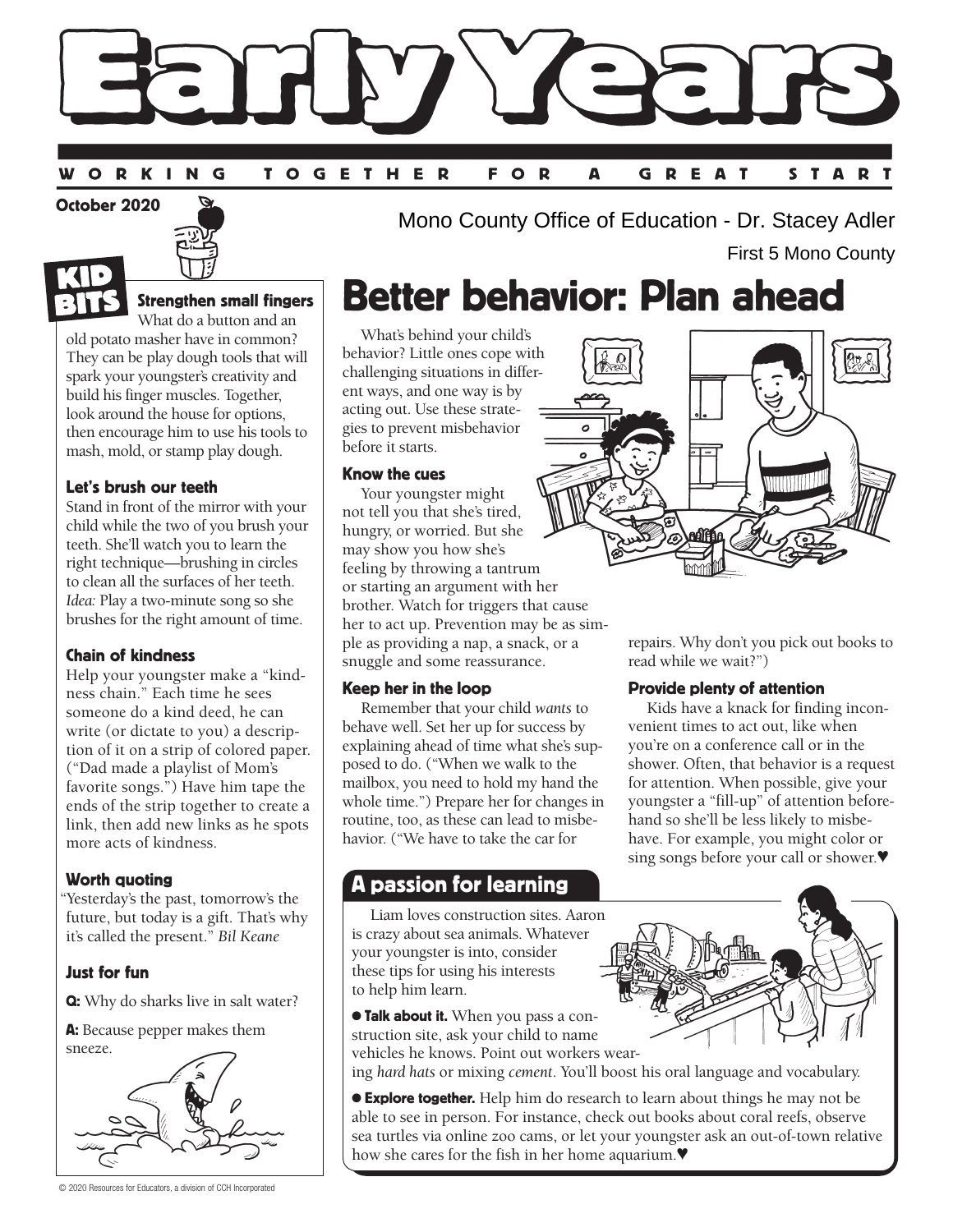# Early Years

WORKING TOGETHER FOR A GREAT START

October 2020

Mono County Office of Education - Dr. Stacey Adler

First 5 Mono County

## KID BITS

### Strengthen small fingers

What do a button and an old potato masher have in common? They can be play dough tools that will spark your youngster's creativity and build his finger muscles. Together, look around the house for options, then encourage him to use his tools to mash, mold, or stamp play dough.

### Let's brush our teeth

Stand in front of the mirror with your child while the two of you brush your teeth. She'll watch you to learn the right technique—brushing in circles to clean all the surfaces of her teeth. *Idea:* Play a two-minute song so she brushes for the right amount of time.

### Chain of kindness

Help your youngster make a "kindness chain." Each time he sees someone do a kind deed, he can write (or dictate to you) a description of it on a strip of colored paper. ("Dad made a playlist of Mom's favorite songs.") Have him tape the ends of the strip together to create a link, then add new links as he spots more acts of kindness.

### Worth quoting

"Yesterday's the past, tomorrow's the future, but today is a gift. That's why it's called the present." *Bil Keane*

### Just for fun

**Q:** Why do sharks live in salt water?

**A:** Because pepper makes them sneeze.

# Better behavior: Plan ahead

What's behind your child's behavior? Little ones cope with challenging situations in different ways, and one way is by acting out. Use these strategies to prevent misbehavior before it starts.

### Know the cues

Your youngster might not tell you that she's tired, hungry, or worried. But she may show you how she's feeling by throwing a tantrum or starting an argument with her brother. Watch for triggers that cause her to act up. Prevention may be as simple as providing a nap, a snack, or a snuggle and some reassurance.

### Keep her in the loop

Remember that your child *wants* to behave well. Set her up for success by explaining ahead of time what she's supposed to do. ("When we walk to the mailbox, you need to hold my hand the whole time.") Prepare her for changes in routine, too, as these can lead to misbehavior. ("We have to take the car for repairs. Why don't you pick out books to read while we wait?")

### Provide plenty of attention

Kids have a knack for finding inconvenient times to act out, like when you're on a conference call or in the shower. Often, that behavior is a request for attention. When possible, give your youngster a "fill-up" of attention beforehand so she'll be less likely to misbehave. For example, you might color or sing songs before your call or shower.♥

## A passion for learning

Liam loves construction sites. Aaron is crazy about sea animals. Whatever your youngster is into, consider these tips for using his interests to help him learn.

- **Talk about it.** When you pass a construction site, ask your child to name vehicles he knows. Point out workers wearing *hard hats* or mixing *cement*. You'll boost his oral language and vocabulary.

- **Explore together.** Help him do research to learn about things he may not be able to see in person. For instance, check out books about coral reefs, observe sea turtles via online zoo cams, or let your youngster ask an out-of-town relative how she cares for the fish in her home aquarium.♥

© 2020 Resources for Educators, a division of CCH Incorporated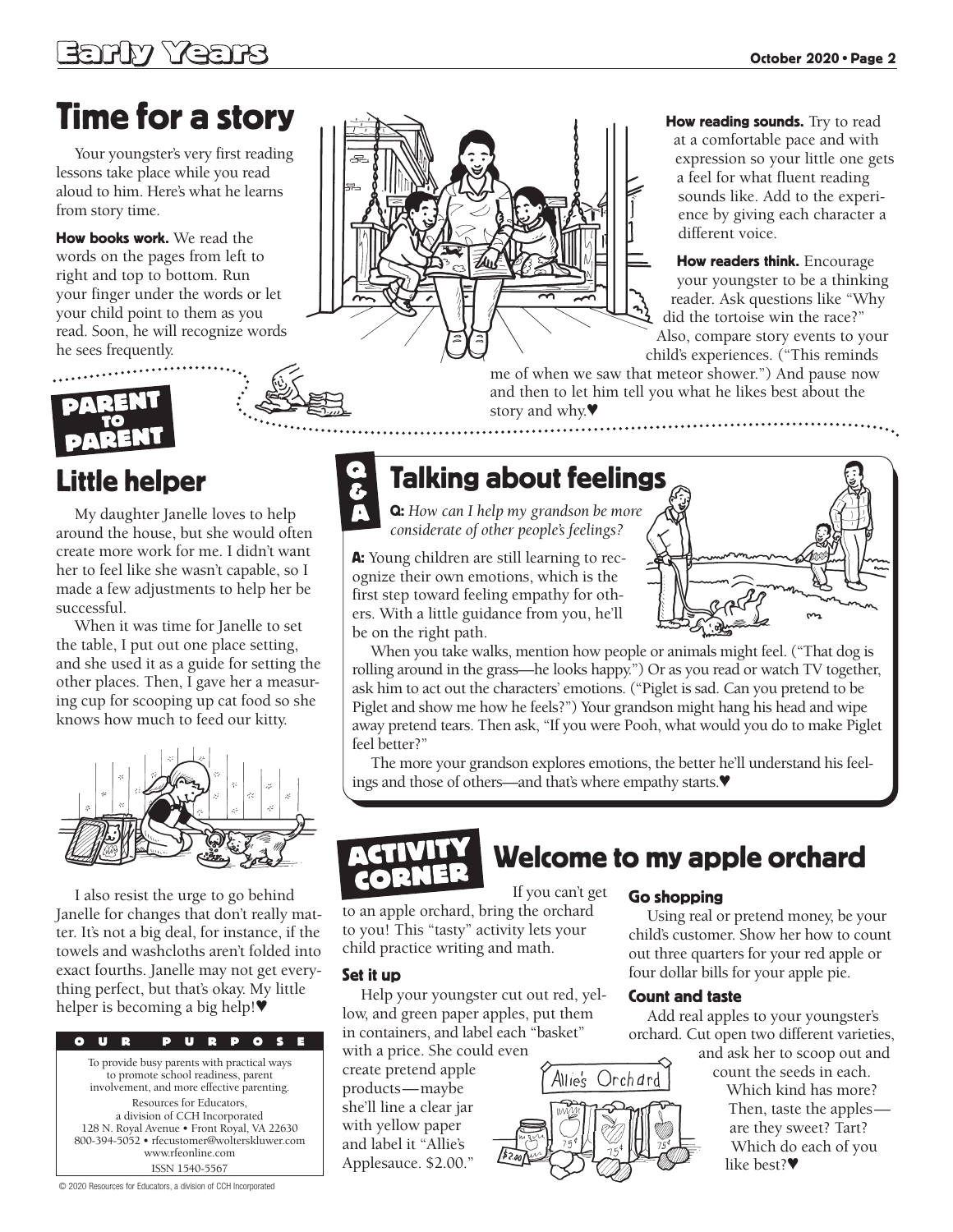# Time for a story

Your youngster's very first reading lessons take place while you read aloud to him. Here's what he learns from story time.

**How books work.** We read the words on the pages from left to right and top to bottom. Run your finger under the words or let your child point to them as you read. Soon, he will recognize words he sees frequently.

**How reading sounds.** Try to read at a comfortable pace and with expression so your little one gets a feel for what fluent reading sounds like. Add to the experience by giving each character a different voice.

**How readers think.** Encourage your youngster to be a thinking reader. Ask questions like "Why did the tortoise win the race?" Also, compare story events to your child's experiences. ("This reminds me of when we saw that meteor shower.") And pause now and then to let him tell you what he likes best about the story and why.♥

PARENT TO PARENT

## Little helper

My daughter Janelle loves to help around the house, but she would often create more work for me. I didn't want her to feel like she wasn't capable, so I made a few adjustments to help her be successful.

When it was time for Janelle to set the table, I put out one place setting, and she used it as a guide for setting the other places. Then, I gave her a measuring cup for scooping up cat food so she knows how much to feed our kitty.

I also resist the urge to go behind Janelle for changes that don't really matter. It's not a big deal, for instance, if the towels and washcloths aren't folded into exact fourths. Janelle may not get everything perfect, but that's okay. My little helper is becoming a big help!♥

Q & A

## Talking about feelings

**Q:** *How can I help my grandson be more considerate of other people's feelings?*

**A:** Young children are still learning to recognize their own emotions, which is the first step toward feeling empathy for others. With a little guidance from you, he'll be on the right path.

When you take walks, mention how people or animals might feel. ("That dog is rolling around in the grass—he looks happy.") Or as you read or watch TV together, ask him to act out the characters' emotions. ("Piglet is sad. Can you pretend to be Piglet and show me how he feels?") Your grandson might hang his head and wipe away pretend tears. Then ask, "If you were Pooh, what would you do to make Piglet feel better?"

The more your grandson explores emotions, the better he'll understand his feelings and those of others—and that's where empathy starts.♥

ACTIVITY CORNER

## Welcome to my apple orchard

If you can't get to an apple orchard, bring the orchard to you! This "tasty" activity lets your child practice writing and math.

### Set it up

Help your youngster cut out red, yellow, and green paper apples, put them in containers, and label each "basket" with a price. She could even create pretend apple products—maybe she'll line a clear jar with yellow paper and label it "Allie's Applesauce. $2.00."

### Go shopping

Using real or pretend money, be your child's customer. Show her how to count out three quarters for your red apple or four dollar bills for your apple pie.

### Count and taste

Add real apples to your youngster's orchard. Cut open two different varieties, and ask her to scoop out and count the seeds in each. Which kind has more? Then, taste the apples—are they sweet? Tart? Which do each of you like best?♥

**OUR PURPOSE**

To provide busy parents with practical ways to promote school readiness, parent involvement, and more effective parenting.

Resources for Educators, a division of CCH Incorporated
128 N. Royal Avenue • Front Royal, VA 22630
800-394-5052 • rfecustomer@wolterskluwer.com
www.rfeonline.com
ISSN 1540-5567

© 2020 Resources for Educators, a division of CCH Incorporated